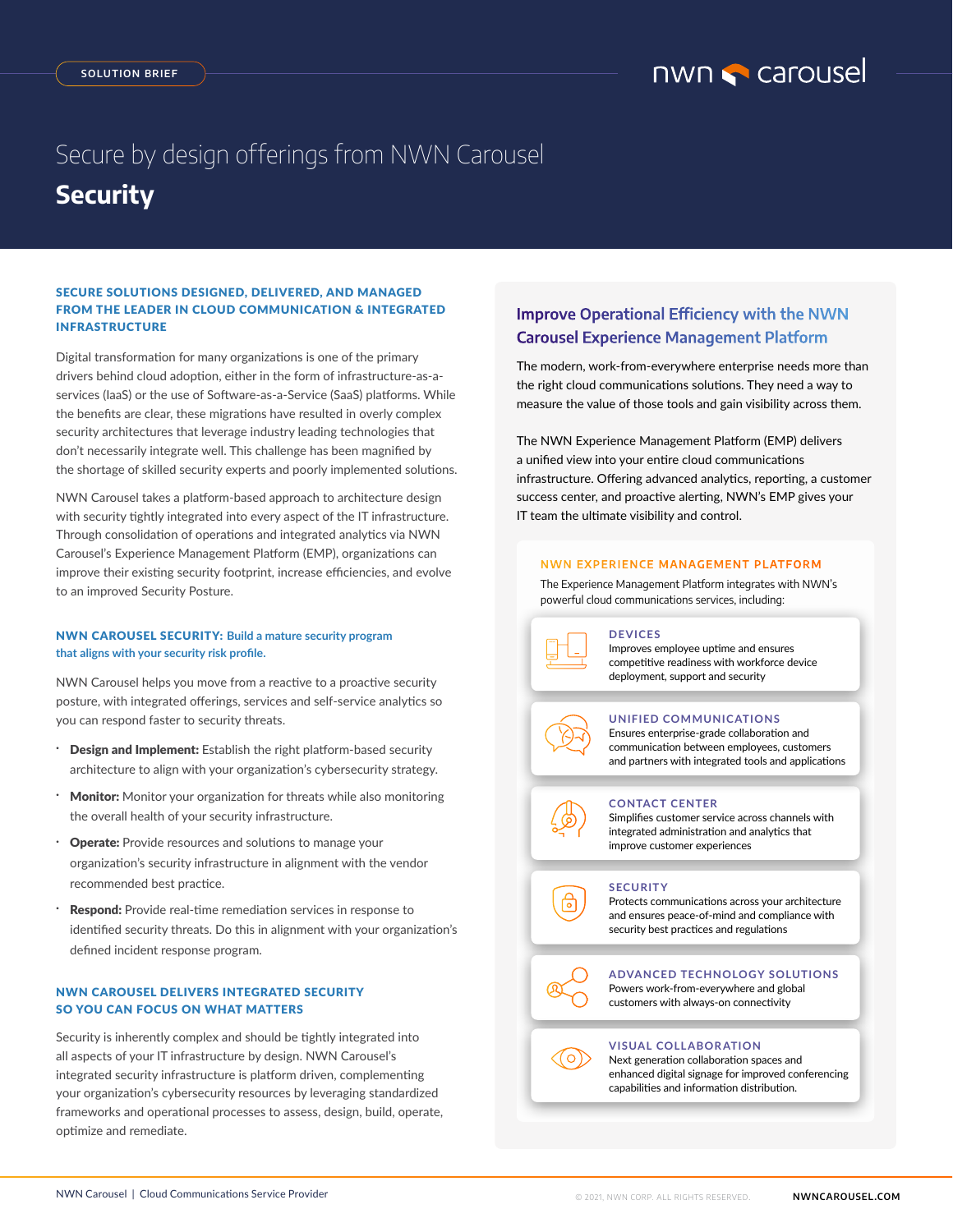SOLUTION BRIEF

Secure by design offerings from NWN Carousel

# Security

### SECURE SOLUTIONS DESIGNED, DELIVERED, AND MANAGED FROM THE LEADER IN CLOUD COMMUNICATION & INTEGRATED INFRASTRUCTURE

Digital transformation for many organizations is one of the primary drivers behind cloud adoption, either in the form of infrastructure-as-a-services (IaaS) or the use of Software-as-a-Service (SaaS) platforms. While the benefits are clear, these migrations have resulted in overly complex security architectures that leverage industry leading technologies that don't necessarily integrate well. This challenge has been magnified by the shortage of skilled security experts and poorly implemented solutions.

NWN Carousel takes a platform-based approach to architecture design with security tightly integrated into every aspect of the IT infrastructure. Through consolidation of operations and integrated analytics via NWN Carousel's Experience Management Platform (EMP), organizations can improve their existing security footprint, increase efficiencies, and evolve to an improved Security Posture.

### NWN CAROUSEL SECURITY: Build a mature security program that aligns with your security risk profile.

NWN Carousel helps you move from a reactive to a proactive security posture, with integrated offerings, services and self-service analytics so you can respond faster to security threats.

- **Design and Implement:** Establish the right platform-based security architecture to align with your organization's cybersecurity strategy.
- **Monitor:** Monitor your organization for threats while also monitoring the overall health of your security infrastructure.
- **Operate:** Provide resources and solutions to manage your organization's security infrastructure in alignment with the vendor recommended best practice.
- **Respond:** Provide real-time remediation services in response to identified security threats. Do this in alignment with your organization's defined incident response program.

### NWN CAROUSEL DELIVERS INTEGRATED SECURITY SO YOU CAN FOCUS ON WHAT MATTERS

Security is inherently complex and should be tightly integrated into all aspects of your IT infrastructure by design. NWN Carousel's integrated security infrastructure is platform driven, complementing your organization's cybersecurity resources by leveraging standardized frameworks and operational processes to assess, design, build, operate, optimize and remediate.

## Improve Operational Efficiency with the NWN Carousel Experience Management Platform

The modern, work-from-everywhere enterprise needs more than the right cloud communications solutions. They need a way to measure the value of those tools and gain visibility across them.

The NWN Experience Management Platform (EMP) delivers a unified view into your entire cloud communications infrastructure. Offering advanced analytics, reporting, a customer success center, and proactive alerting, NWN's EMP gives your IT team the ultimate visibility and control.

### NWN EXPERIENCE MANAGEMENT PLATFORM

The Experience Management Platform integrates with NWN's powerful cloud communications services, including:

**DEVICES**
Improves employee uptime and ensures competitive readiness with workforce device deployment, support and security

**UNIFIED COMMUNICATIONS**
Ensures enterprise-grade collaboration and communication between employees, customers and partners with integrated tools and applications

**CONTACT CENTER**
Simplifies customer service across channels with integrated administration and analytics that improve customer experiences

**SECURITY**
Protects communications across your architecture and ensures peace-of-mind and compliance with security best practices and regulations

**ADVANCED TECHNOLOGY SOLUTIONS**
Powers work-from-everywhere and global customers with always-on connectivity

**VISUAL COLLABORATION**
Next generation collaboration spaces and enhanced digital signage for improved conferencing capabilities and information distribution.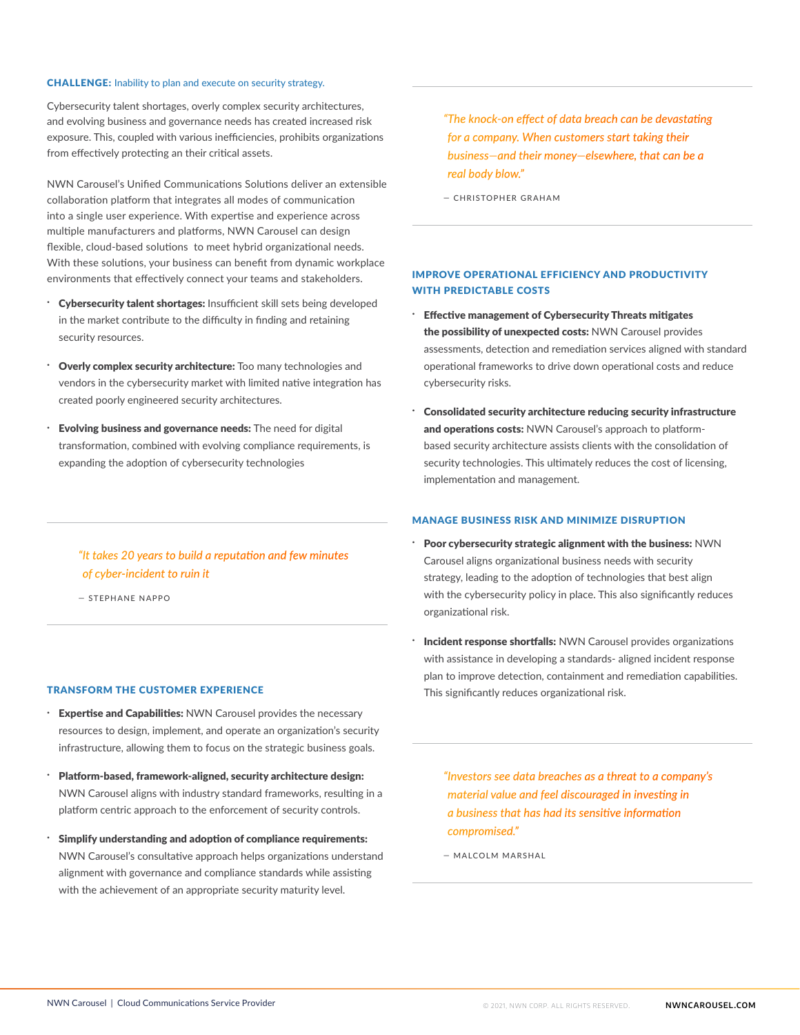**CHALLENGE:** Inability to plan and execute on security strategy.

Cybersecurity talent shortages, overly complex security architectures, and evolving business and governance needs has created increased risk exposure. This, coupled with various inefficiencies, prohibits organizations from effectively protecting an their critical assets.

NWN Carousel's Unified Communications Solutions deliver an extensible collaboration platform that integrates all modes of communication into a single user experience. With expertise and experience across multiple manufacturers and platforms, NWN Carousel can design flexible, cloud-based solutions to meet hybrid organizational needs. With these solutions, your business can benefit from dynamic workplace environments that effectively connect your teams and stakeholders.

- **Cybersecurity talent shortages:** Insufficient skill sets being developed in the market contribute to the difficulty in finding and retaining security resources.
- **Overly complex security architecture:** Too many technologies and vendors in the cybersecurity market with limited native integration has created poorly engineered security architectures.
- **Evolving business and governance needs:** The need for digital transformation, combined with evolving compliance requirements, is expanding the adoption of cybersecurity technologies

> *"It takes 20 years to build a reputation and few minutes of cyber-incident to ruin it*
>
> — STEPHANE NAPPO

### TRANSFORM THE CUSTOMER EXPERIENCE

- **Expertise and Capabilities:** NWN Carousel provides the necessary resources to design, implement, and operate an organization's security infrastructure, allowing them to focus on the strategic business goals.
- **Platform-based, framework-aligned, security architecture design:** NWN Carousel aligns with industry standard frameworks, resulting in a platform centric approach to the enforcement of security controls.
- **Simplify understanding and adoption of compliance requirements:** NWN Carousel's consultative approach helps organizations understand alignment with governance and compliance standards while assisting with the achievement of an appropriate security maturity level.

> *"The knock-on effect of data breach can be devastating for a company. When customers start taking their business—and their money—elsewhere, that can be a real body blow."*
>
> — CHRISTOPHER GRAHAM

### IMPROVE OPERATIONAL EFFICIENCY AND PRODUCTIVITY WITH PREDICTABLE COSTS

- **Effective management of Cybersecurity Threats mitigates the possibility of unexpected costs:** NWN Carousel provides assessments, detection and remediation services aligned with standard operational frameworks to drive down operational costs and reduce cybersecurity risks.
- **Consolidated security architecture reducing security infrastructure and operations costs:** NWN Carousel's approach to platform-based security architecture assists clients with the consolidation of security technologies. This ultimately reduces the cost of licensing, implementation and management.

### MANAGE BUSINESS RISK AND MINIMIZE DISRUPTION

- **Poor cybersecurity strategic alignment with the business:** NWN Carousel aligns organizational business needs with security strategy, leading to the adoption of technologies that best align with the cybersecurity policy in place. This also significantly reduces organizational risk.
- **Incident response shortfalls:** NWN Carousel provides organizations with assistance in developing a standards- aligned incident response plan to improve detection, containment and remediation capabilities. This significantly reduces organizational risk.

> *"Investors see data breaches as a threat to a company's material value and feel discouraged in investing in a business that has had its sensitive information compromised."*
>
> — MALCOLM MARSHAL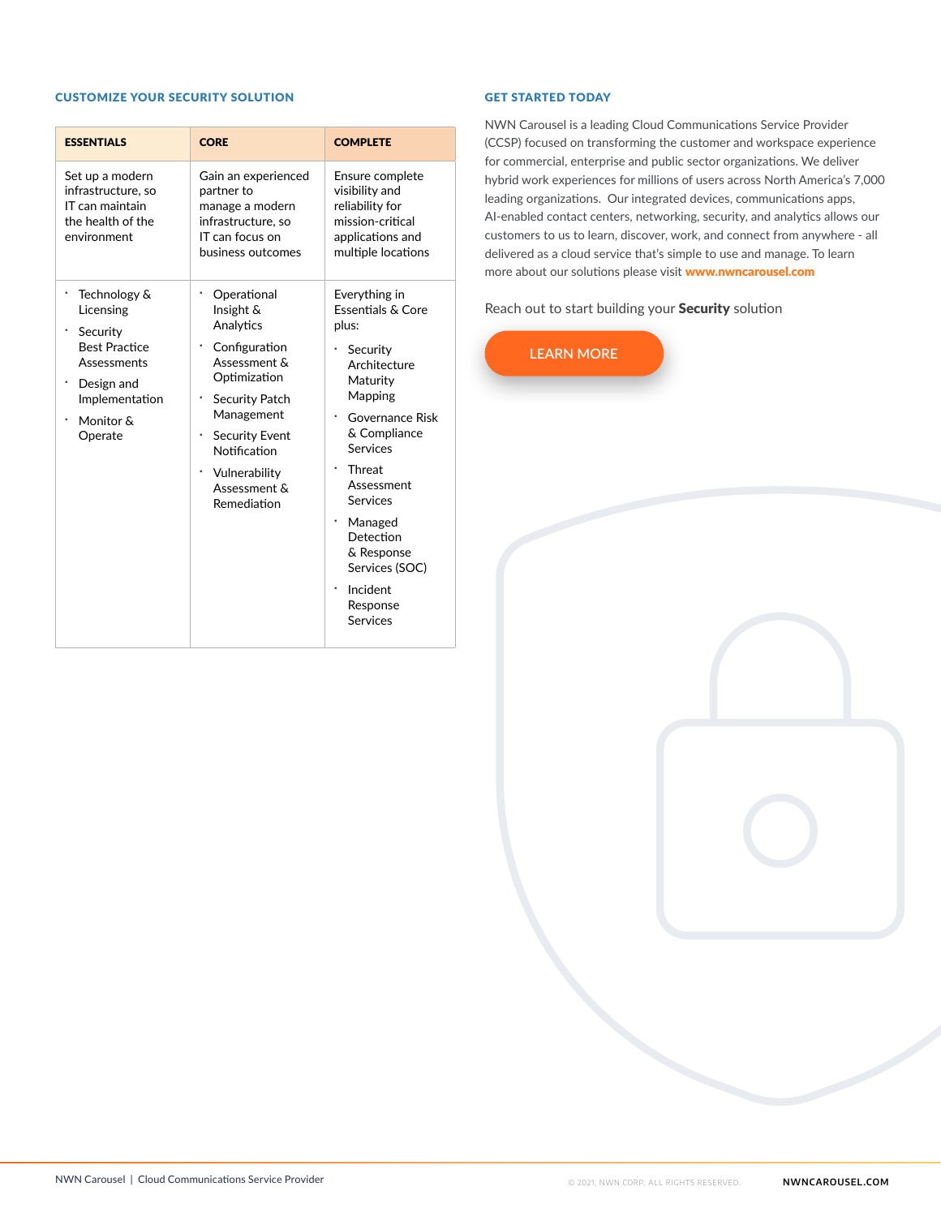## CUSTOMIZE YOUR SECURITY SOLUTION

| ESSENTIALS | CORE | COMPLETE |
| --- | --- | --- |
| Set up a modern infrastructure, so IT can maintain the health of the environment | Gain an experienced partner to manage a modern infrastructure, so IT can focus on business outcomes | Ensure complete visibility and reliability for mission-critical applications and multiple locations |
| • Technology & Licensing<br>• Security Best Practice Assessments<br>• Design and Implementation<br>• Monitor & Operate | • Operational Insight & Analytics<br>• Configuration Assessment & Optimization<br>• Security Patch Management<br>• Security Event Notification<br>• Vulnerability Assessment & Remediation | Everything in Essentials & Core plus:<br>• Security Architecture Maturity Mapping<br>• Governance Risk & Compliance Services<br>• Threat Assessment Services<br>• Managed Detection & Response Services (SOC)<br>• Incident Response Services |

## GET STARTED TODAY

NWN Carousel is a leading Cloud Communications Service Provider (CCSP) focused on transforming the customer and workspace experience for commercial, enterprise and public sector organizations. We deliver hybrid work experiences for millions of users across North America's 7,000 leading organizations. Our integrated devices, communications apps, AI-enabled contact centers, networking, security, and analytics allows our customers to us to learn, discover, work, and connect from anywhere - all delivered as a cloud service that's simple to use and manage. To learn more about our solutions please visit **www.nwncarousel.com**

Reach out to start building your **Security** solution

LEARN MORE

NWN Carousel | Cloud Communications Service Provider

© 2021, NWN CORP. ALL RIGHTS RESERVED.

NWNCAROUSEL.COM